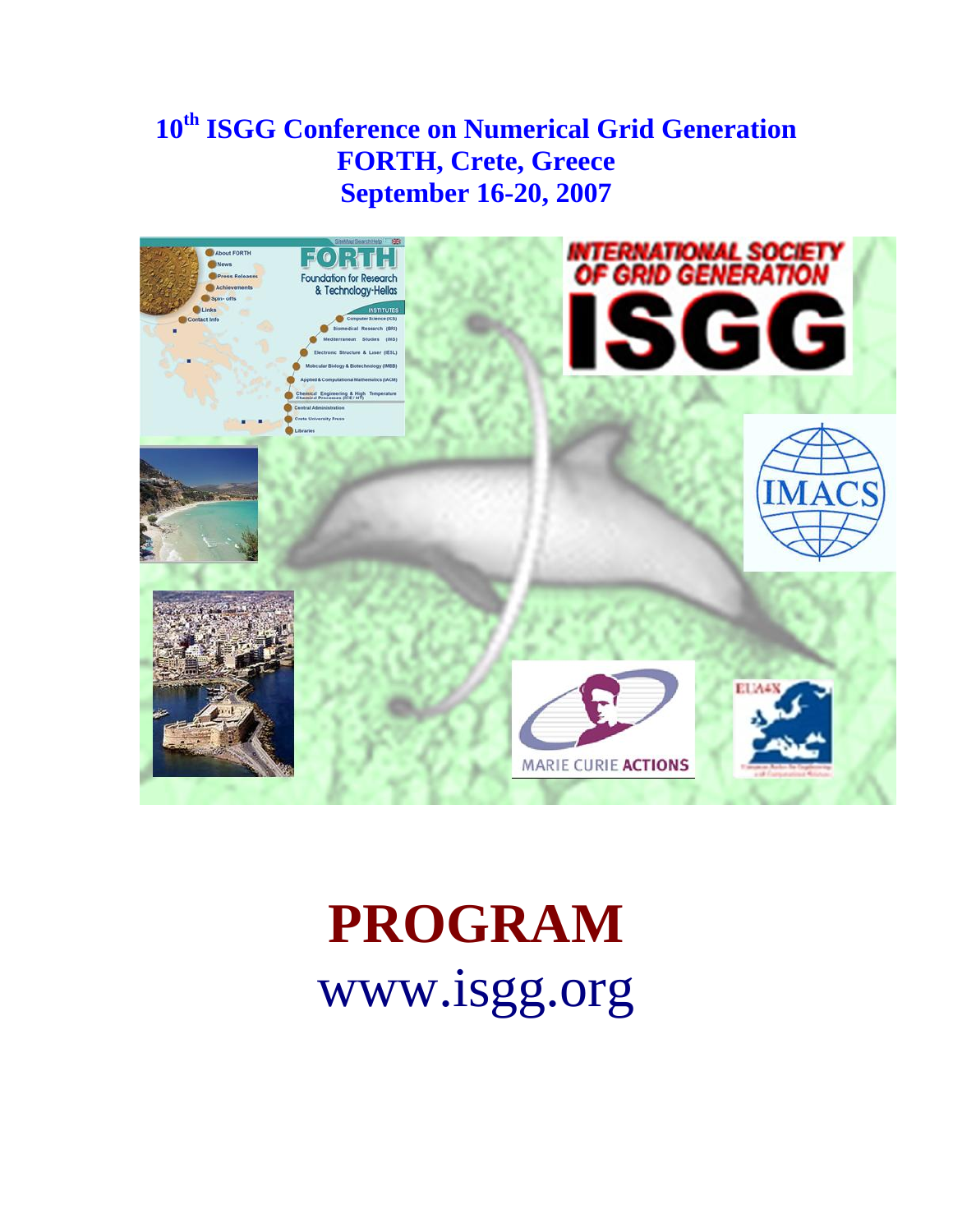# 10th ISGG Conference on Numerical Grid Generation
# FORTH, Crete, Greece
# September 16-20, 2007

# PROGRAM

www.isgg.org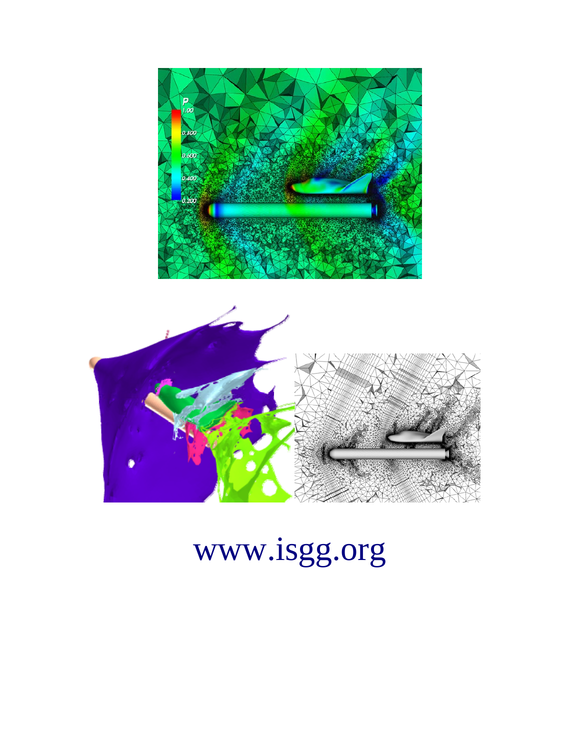www.isgg.org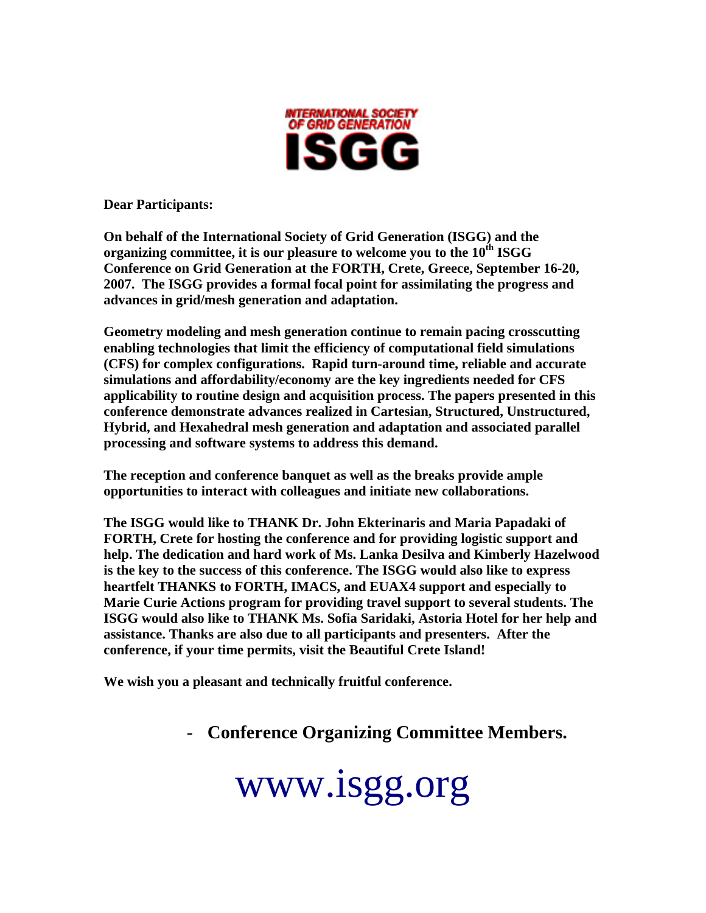**INTERNATIONAL SOCIETY OF GRID GENERATION**

**ISGG**

**Dear Participants:**

**On behalf of the International Society of Grid Generation (ISGG) and the organizing committee, it is our pleasure to welcome you to the 10th ISGG Conference on Grid Generation at the FORTH, Crete, Greece, September 16-20, 2007. The ISGG provides a formal focal point for assimilating the progress and advances in grid/mesh generation and adaptation.**

**Geometry modeling and mesh generation continue to remain pacing crosscutting enabling technologies that limit the efficiency of computational field simulations (CFS) for complex configurations. Rapid turn-around time, reliable and accurate simulations and affordability/economy are the key ingredients needed for CFS applicability to routine design and acquisition process. The papers presented in this conference demonstrate advances realized in Cartesian, Structured, Unstructured, Hybrid, and Hexahedral mesh generation and adaptation and associated parallel processing and software systems to address this demand.**

**The reception and conference banquet as well as the breaks provide ample opportunities to interact with colleagues and initiate new collaborations.**

**The ISGG would like to THANK Dr. John Ekterinaris and Maria Papadaki of FORTH, Crete for hosting the conference and for providing logistic support and help. The dedication and hard work of Ms. Lanka Desilva and Kimberly Hazelwood is the key to the success of this conference. The ISGG would also like to express heartfelt THANKS to FORTH, IMACS, and EUAX4 support and especially to Marie Curie Actions program for providing travel support to several students. The ISGG would also like to THANK Ms. Sofia Saridaki, Astoria Hotel for her help and assistance. Thanks are also due to all participants and presenters. After the conference, if your time permits, visit the Beautiful Crete Island!**

**We wish you a pleasant and technically fruitful conference.**

- **Conference Organizing Committee Members.**

www.isgg.org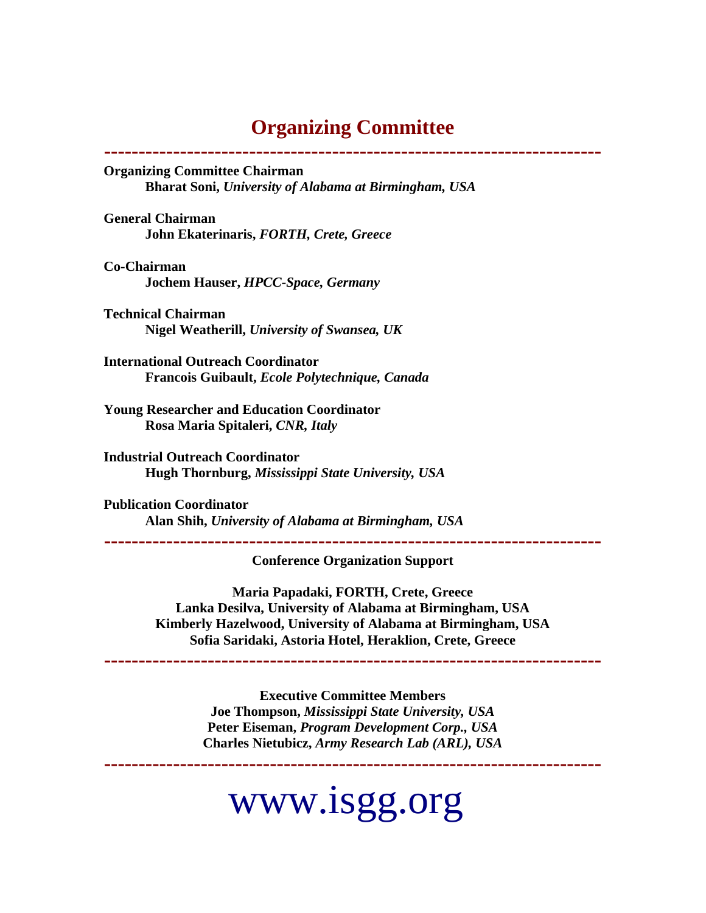# Organizing Committee

---

**Organizing Committee Chairman**
**Bharat Soni,** ***University of Alabama at Birmingham, USA***

**General Chairman**
**John Ekaterinaris,** ***FORTH, Crete, Greece***

**Co-Chairman**
**Jochem Hauser,** ***HPCC-Space, Germany***

**Technical Chairman**
**Nigel Weatherill,** ***University of Swansea, UK***

**International Outreach Coordinator**
**Francois Guibault,** ***Ecole Polytechnique, Canada***

**Young Researcher and Education Coordinator**
**Rosa Maria Spitaleri,** ***CNR, Italy***

**Industrial Outreach Coordinator**
**Hugh Thornburg,** ***Mississippi State University, USA***

**Publication Coordinator**
**Alan Shih,** ***University of Alabama at Birmingham, USA***

---

**Conference Organization Support**

**Maria Papadaki, FORTH, Crete, Greece**
**Lanka Desilva, University of Alabama at Birmingham, USA**
**Kimberly Hazelwood, University of Alabama at Birmingham, USA**
**Sofia Saridaki, Astoria Hotel, Heraklion, Crete, Greece**

---

**Executive Committee Members**
**Joe Thompson,** ***Mississippi State University, USA***
**Peter Eiseman,** ***Program Development Corp., USA***
**Charles Nietubicz,** ***Army Research Lab (ARL), USA***

---

www.isgg.org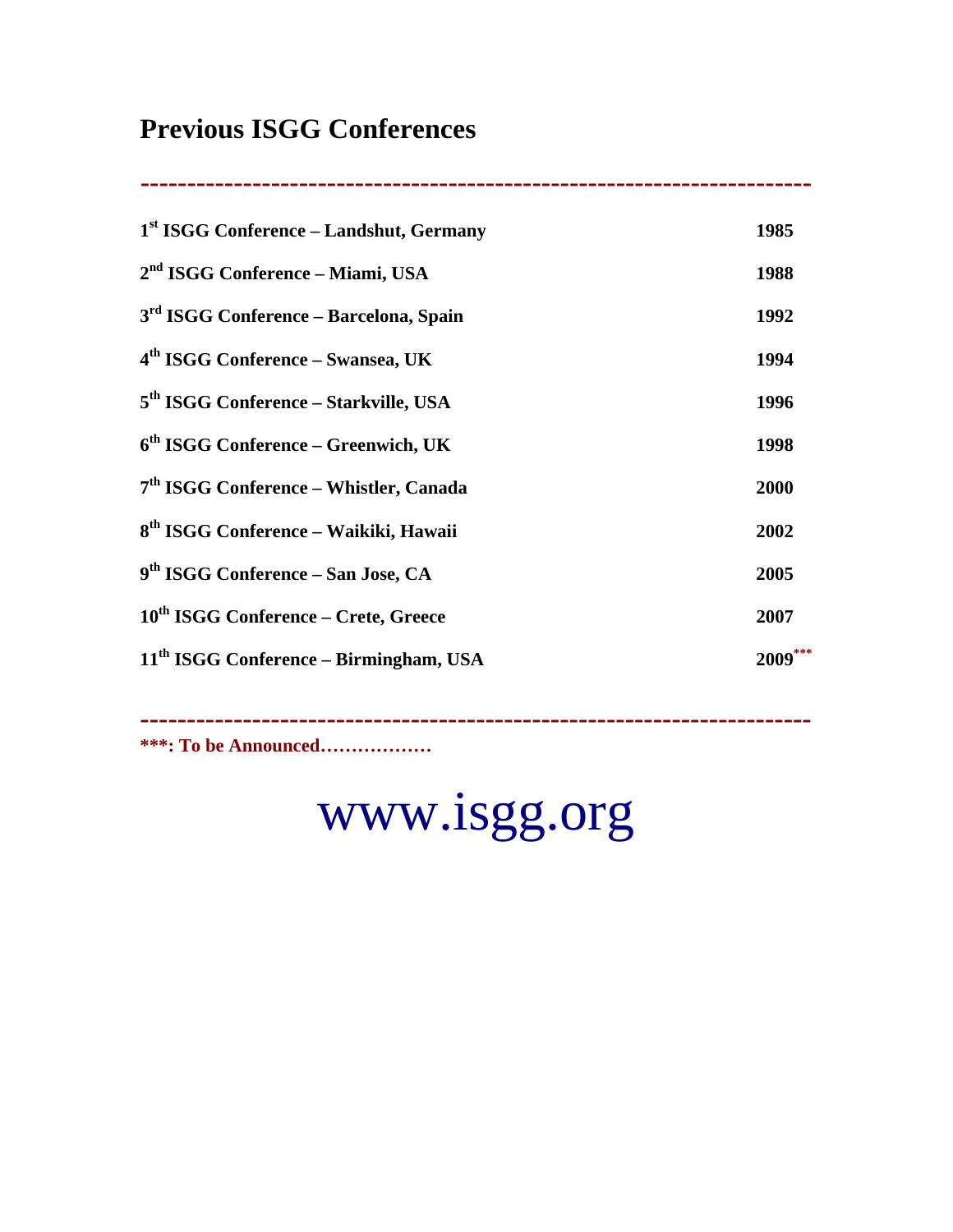# Previous ISGG Conferences

---

| | |
|---|---|
| **1st ISGG Conference – Landshut, Germany** | **1985** |
| **2nd ISGG Conference – Miami, USA** | **1988** |
| **3rd ISGG Conference – Barcelona, Spain** | **1992** |
| **4th ISGG Conference – Swansea, UK** | **1994** |
| **5th ISGG Conference – Starkville, USA** | **1996** |
| **6th ISGG Conference – Greenwich, UK** | **1998** |
| **7th ISGG Conference – Whistler, Canada** | **2000** |
| **8th ISGG Conference – Waikiki, Hawaii** | **2002** |
| **9th ISGG Conference – San Jose, CA** | **2005** |
| **10th ISGG Conference – Crete, Greece** | **2007** |
| **11th ISGG Conference – Birmingham, USA** | **2009*** ** |

---

*****: To be Announced………………**

# www.isgg.org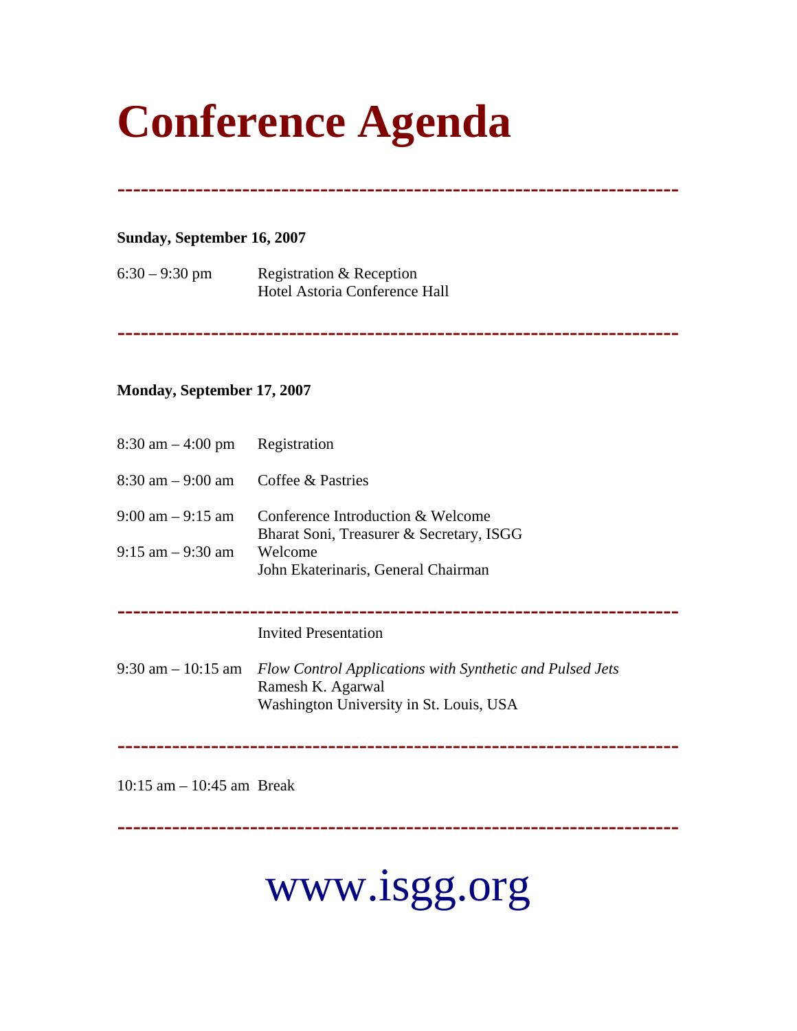# Conference Agenda

---

**Sunday, September 16, 2007**

| | |
|---|---|
| 6:30 – 9:30 pm | Registration & Reception<br>Hotel Astoria Conference Hall |

---

**Monday, September 17, 2007**

| | |
|---|---|
| 8:30 am – 4:00 pm | Registration |
| 8:30 am – 9:00 am | Coffee & Pastries |
| 9:00 am – 9:15 am | Conference Introduction & Welcome<br>Bharat Soni, Treasurer & Secretary, ISGG |
| 9:15 am – 9:30 am | Welcome<br>John Ekaterinaris, General Chairman |

---

Invited Presentation

| | |
|---|---|
| 9:30 am – 10:15 am | *Flow Control Applications with Synthetic and Pulsed Jets*<br>Ramesh K. Agarwal<br>Washington University in St. Louis, USA |

---

10:15 am – 10:45 am Break

---

www.isgg.org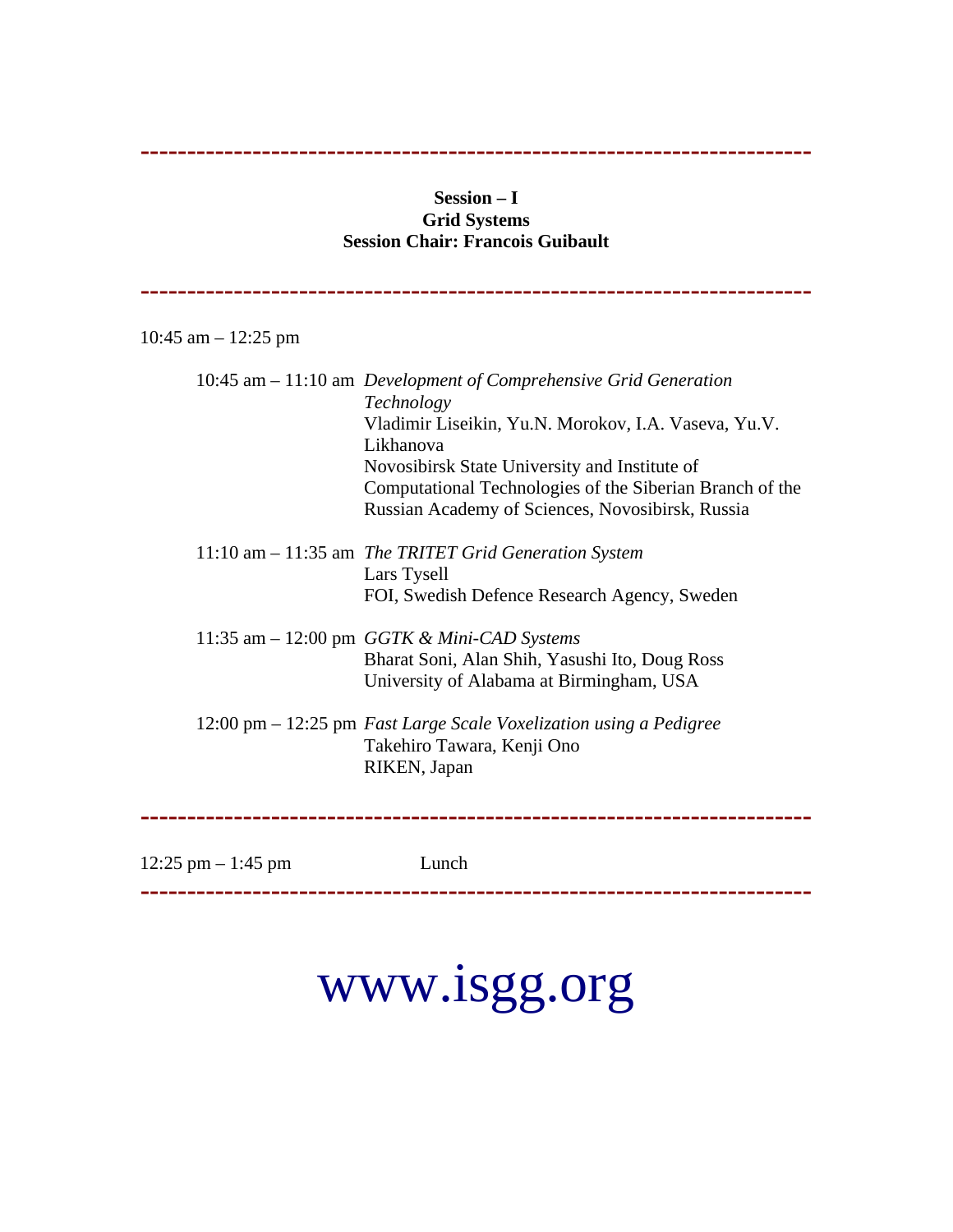---

**Session – I**
**Grid Systems**
**Session Chair: Francois Guibault**

---

10:45 am – 12:25 pm

10:45 am – 11:10 am *Development of Comprehensive Grid Generation Technology*
Vladimir Liseikin, Yu.N. Morokov, I.A. Vaseva, Yu.V. Likhanova
Novosibirsk State University and Institute of Computational Technologies of the Siberian Branch of the Russian Academy of Sciences, Novosibirsk, Russia

11:10 am – 11:35 am *The TRITET Grid Generation System*
Lars Tysell
FOI, Swedish Defence Research Agency, Sweden

11:35 am – 12:00 pm *GGTK & Mini-CAD Systems*
Bharat Soni, Alan Shih, Yasushi Ito, Doug Ross
University of Alabama at Birmingham, USA

12:00 pm – 12:25 pm *Fast Large Scale Voxelization using a Pedigree*
Takehiro Tawara, Kenji Ono
RIKEN, Japan

---

12:25 pm – 1:45 pm Lunch

---

www.isgg.org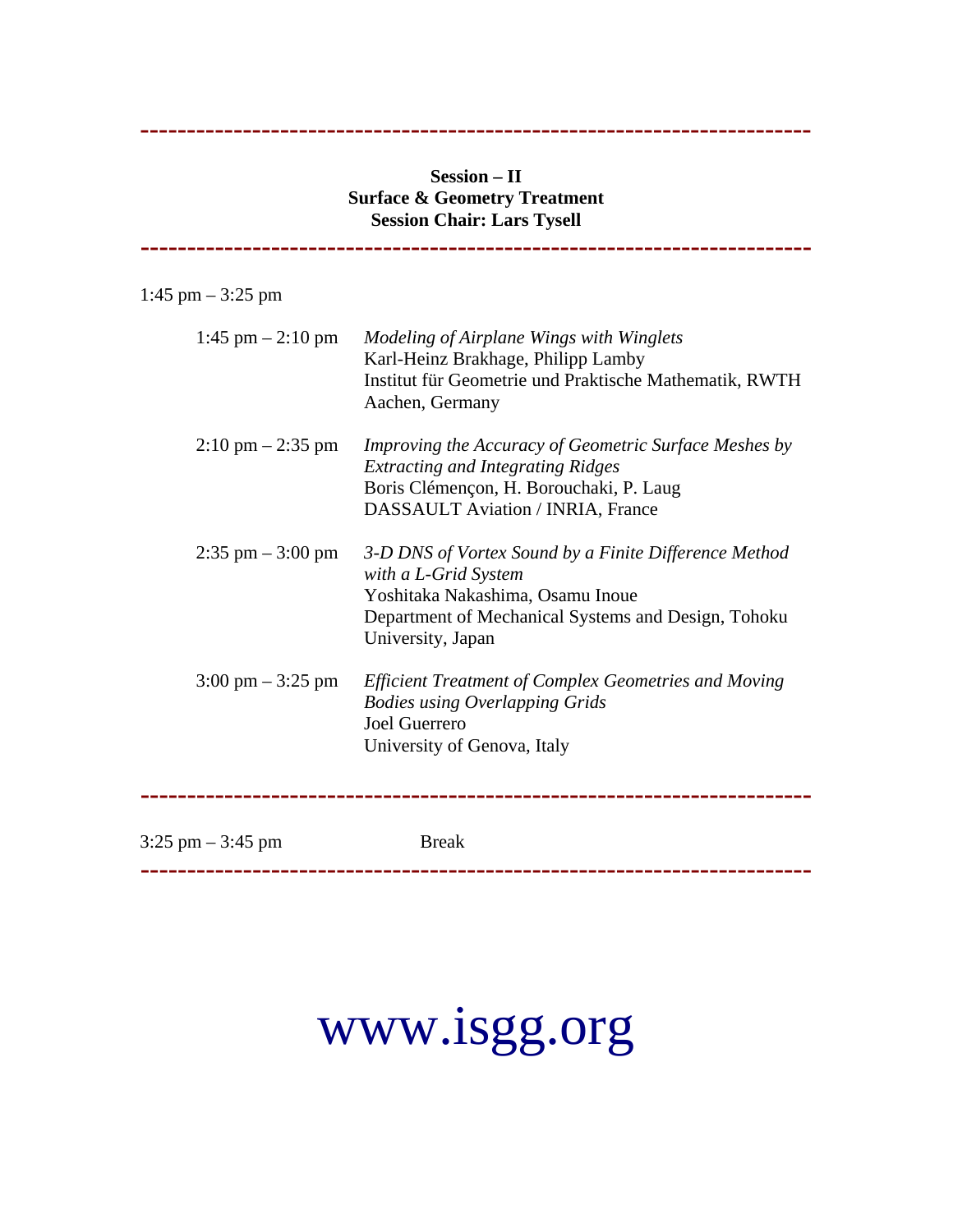---

**Session – II**
**Surface & Geometry Treatment**
**Session Chair: Lars Tysell**

---

1:45 pm – 3:25 pm

| | |
|---|---|
| 1:45 pm – 2:10 pm | *Modeling of Airplane Wings with Winglets*<br>Karl-Heinz Brakhage, Philipp Lamby<br>Institut für Geometrie und Praktische Mathematik, RWTH Aachen, Germany |
| 2:10 pm – 2:35 pm | *Improving the Accuracy of Geometric Surface Meshes by Extracting and Integrating Ridges*<br>Boris Clémençon, H. Borouchaki, P. Laug<br>DASSAULT Aviation / INRIA, France |
| 2:35 pm – 3:00 pm | *3-D DNS of Vortex Sound by a Finite Difference Method with a L-Grid System*<br>Yoshitaka Nakashima, Osamu Inoue<br>Department of Mechanical Systems and Design, Tohoku University, Japan |
| 3:00 pm – 3:25 pm | *Efficient Treatment of Complex Geometries and Moving Bodies using Overlapping Grids*<br>Joel Guerrero<br>University of Genova, Italy |

---

3:25 pm – 3:45 pm Break

---

www.isgg.org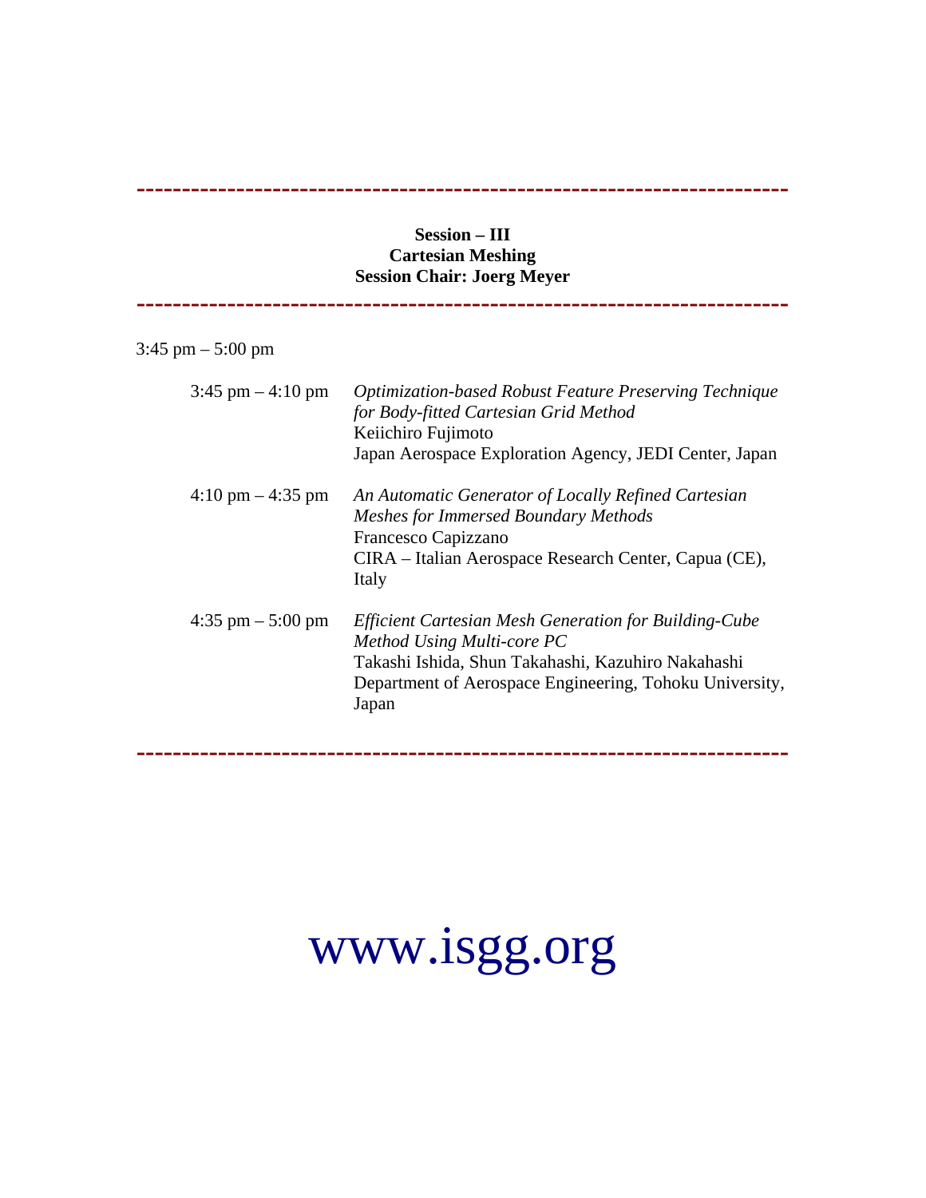---

**Session – III**
**Cartesian Meshing**
**Session Chair: Joerg Meyer**

---

3:45 pm – 5:00 pm

| | |
|---|---|
| 3:45 pm – 4:10 pm | *Optimization-based Robust Feature Preserving Technique for Body-fitted Cartesian Grid Method*<br>Keiichiro Fujimoto<br>Japan Aerospace Exploration Agency, JEDI Center, Japan |
| 4:10 pm – 4:35 pm | *An Automatic Generator of Locally Refined Cartesian Meshes for Immersed Boundary Methods*<br>Francesco Capizzano<br>CIRA – Italian Aerospace Research Center, Capua (CE), Italy |
| 4:35 pm – 5:00 pm | *Efficient Cartesian Mesh Generation for Building-Cube Method Using Multi-core PC*<br>Takashi Ishida, Shun Takahashi, Kazuhiro Nakahashi<br>Department of Aerospace Engineering, Tohoku University, Japan |

---

www.isgg.org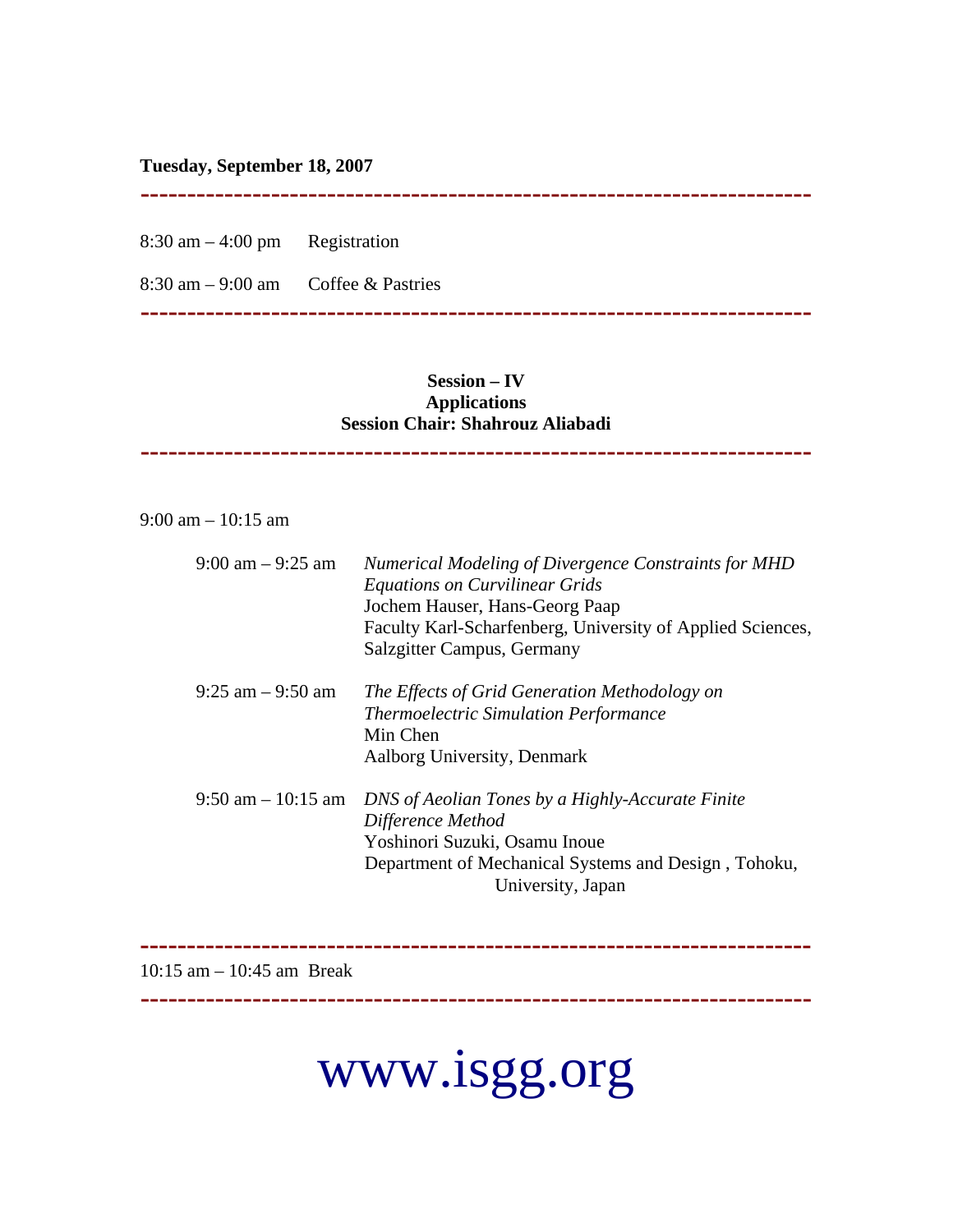**Tuesday, September 18, 2007**

---

8:30 am – 4:00 pm Registration

8:30 am – 9:00 am Coffee & Pastries

---

**Session – IV**
**Applications**
**Session Chair: Shahrouz Aliabadi**

---

9:00 am – 10:15 am

9:00 am – 9:25 am *Numerical Modeling of Divergence Constraints for MHD Equations on Curvilinear Grids*
Jochem Hauser, Hans-Georg Paap
Faculty Karl-Scharfenberg, University of Applied Sciences, Salzgitter Campus, Germany

9:25 am – 9:50 am *The Effects of Grid Generation Methodology on Thermoelectric Simulation Performance*
Min Chen
Aalborg University, Denmark

9:50 am – 10:15 am *DNS of Aeolian Tones by a Highly-Accurate Finite Difference Method*
Yoshinori Suzuki, Osamu Inoue
Department of Mechanical Systems and Design , Tohoku, University, Japan

---

10:15 am – 10:45 am Break

---

www.isgg.org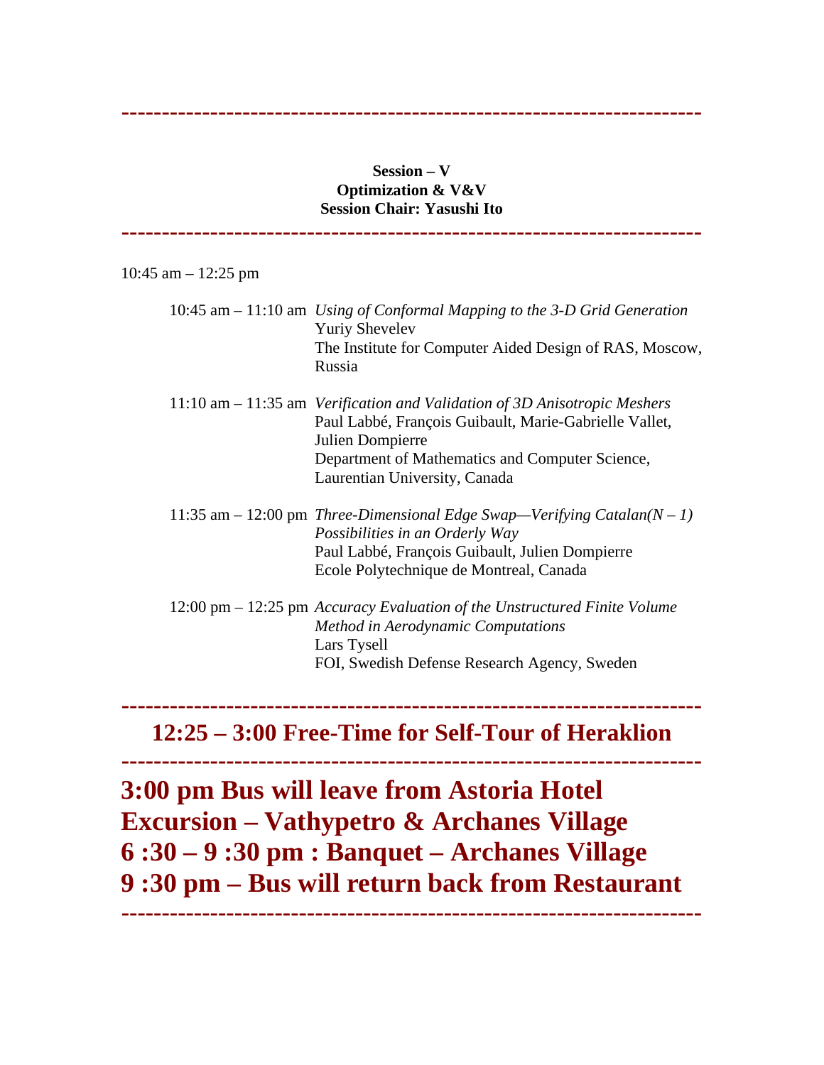---

**Session – V**
**Optimization & V&V**
**Session Chair: Yasushi Ito**

---

10:45 am – 12:25 pm

10:45 am – 11:10 am *Using of Conformal Mapping to the 3-D Grid Generation*
Yuriy Shevelev
The Institute for Computer Aided Design of RAS, Moscow, Russia

11:10 am – 11:35 am *Verification and Validation of 3D Anisotropic Meshers*
Paul Labbé, François Guibault, Marie-Gabrielle Vallet, Julien Dompierre
Department of Mathematics and Computer Science, Laurentian University, Canada

11:35 am – 12:00 pm *Three-Dimensional Edge Swap—Verifying Catalan(N – 1) Possibilities in an Orderly Way*
Paul Labbé, François Guibault, Julien Dompierre
Ecole Polytechnique de Montreal, Canada

12:00 pm – 12:25 pm *Accuracy Evaluation of the Unstructured Finite Volume Method in Aerodynamic Computations*
Lars Tysell
FOI, Swedish Defense Research Agency, Sweden

---

## 12:25 – 3:00 Free-Time for Self-Tour of Heraklion

---

## 3:00 pm Bus will leave from Astoria Hotel
## Excursion – Vathypetro & Archanes Village
## 6 :30 – 9 :30 pm : Banquet – Archanes Village
## 9 :30 pm – Bus will return back from Restaurant

---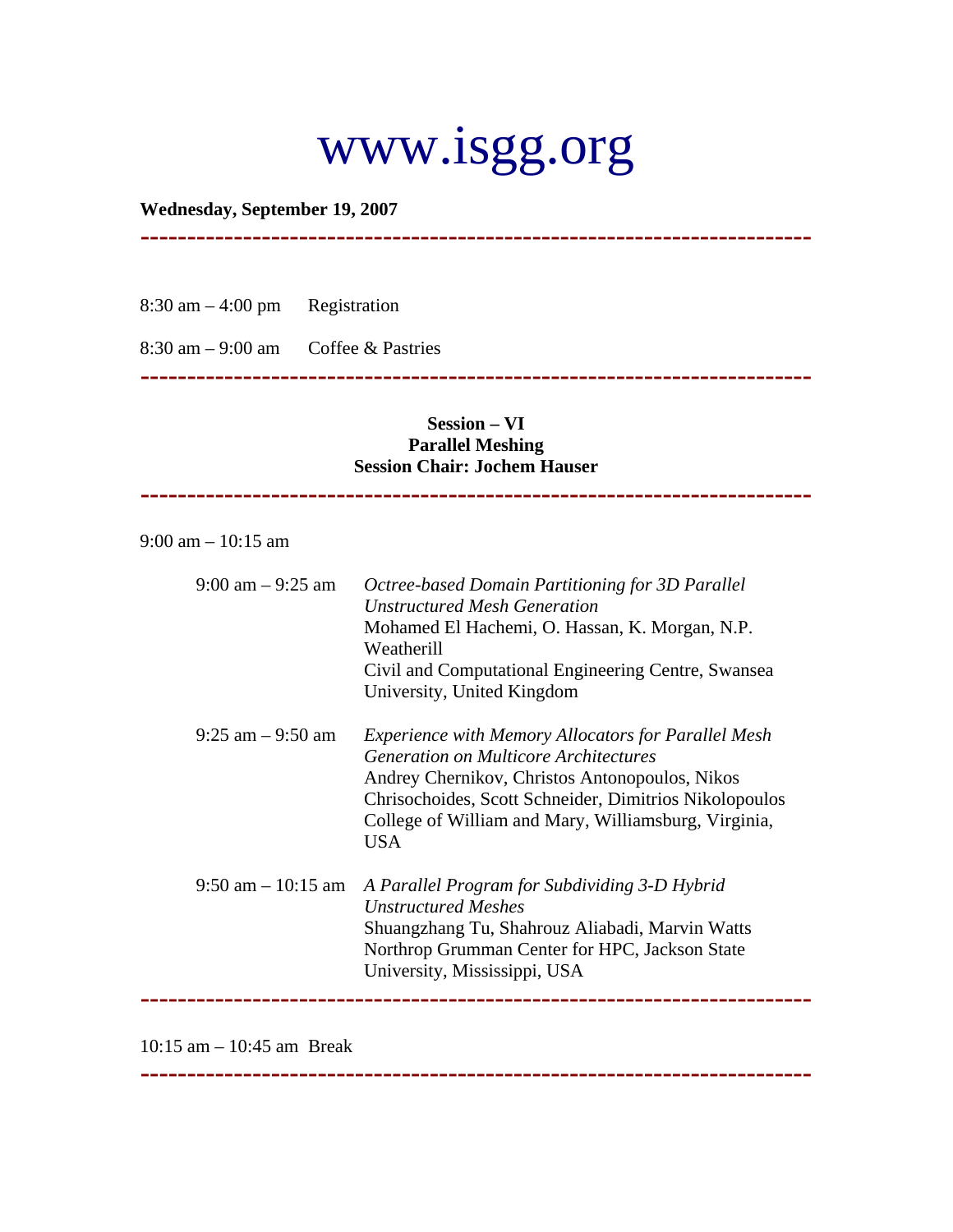# www.isgg.org

**Wednesday, September 19, 2007**

---

8:30 am – 4:00 pm Registration

8:30 am – 9:00 am Coffee & Pastries

---

**Session – VI**
**Parallel Meshing**
**Session Chair: Jochem Hauser**

---

9:00 am – 10:15 am

9:00 am – 9:25 am *Octree-based Domain Partitioning for 3D Parallel Unstructured Mesh Generation*
Mohamed El Hachemi, O. Hassan, K. Morgan, N.P. Weatherill
Civil and Computational Engineering Centre, Swansea University, United Kingdom

9:25 am – 9:50 am *Experience with Memory Allocators for Parallel Mesh Generation on Multicore Architectures*
Andrey Chernikov, Christos Antonopoulos, Nikos Chrisochoides, Scott Schneider, Dimitrios Nikolopoulos
College of William and Mary, Williamsburg, Virginia, USA

9:50 am – 10:15 am *A Parallel Program for Subdividing 3-D Hybrid Unstructured Meshes*
Shuangzhang Tu, Shahrouz Aliabadi, Marvin Watts
Northrop Grumman Center for HPC, Jackson State University, Mississippi, USA

---

10:15 am – 10:45 am Break

---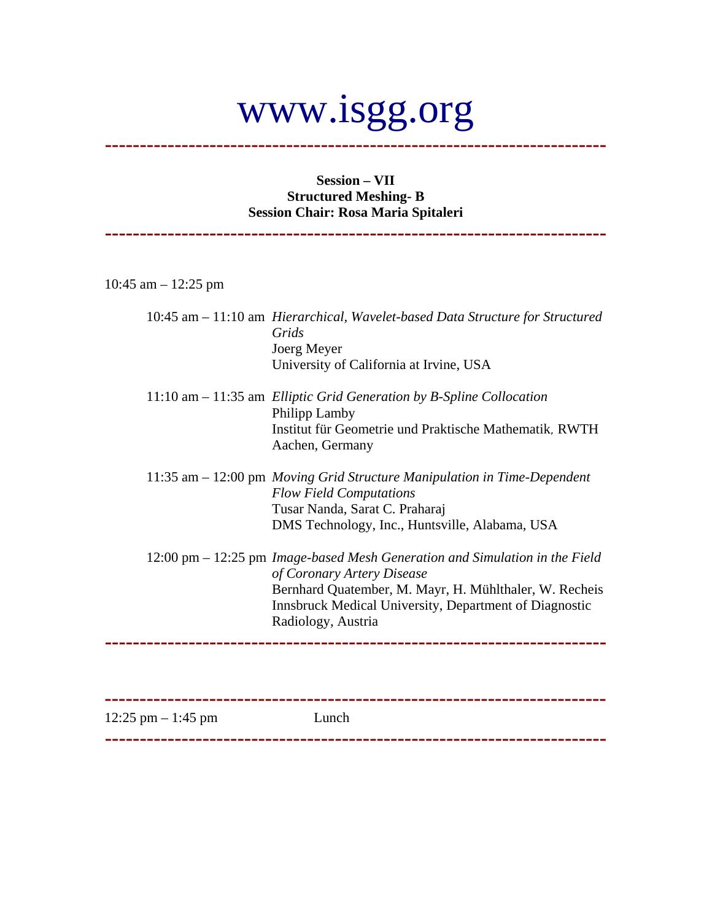# www.isgg.org

---

**Session – VII**
**Structured Meshing- B**
**Session Chair: Rosa Maria Spitaleri**

---

10:45 am – 12:25 pm

10:45 am – 11:10 am *Hierarchical, Wavelet-based Data Structure for Structured Grids*
Joerg Meyer
University of California at Irvine, USA

11:10 am – 11:35 am *Elliptic Grid Generation by B-Spline Collocation*
Philipp Lamby
Institut für Geometrie und Praktische Mathematik, RWTH Aachen, Germany

11:35 am – 12:00 pm *Moving Grid Structure Manipulation in Time-Dependent Flow Field Computations*
Tusar Nanda, Sarat C. Praharaj
DMS Technology, Inc., Huntsville, Alabama, USA

12:00 pm – 12:25 pm *Image-based Mesh Generation and Simulation in the Field of Coronary Artery Disease*
Bernhard Quatember, M. Mayr, H. Mühlthaler, W. Recheis
Innsbruck Medical University, Department of Diagnostic Radiology, Austria

---

---

12:25 pm – 1:45 pm Lunch

---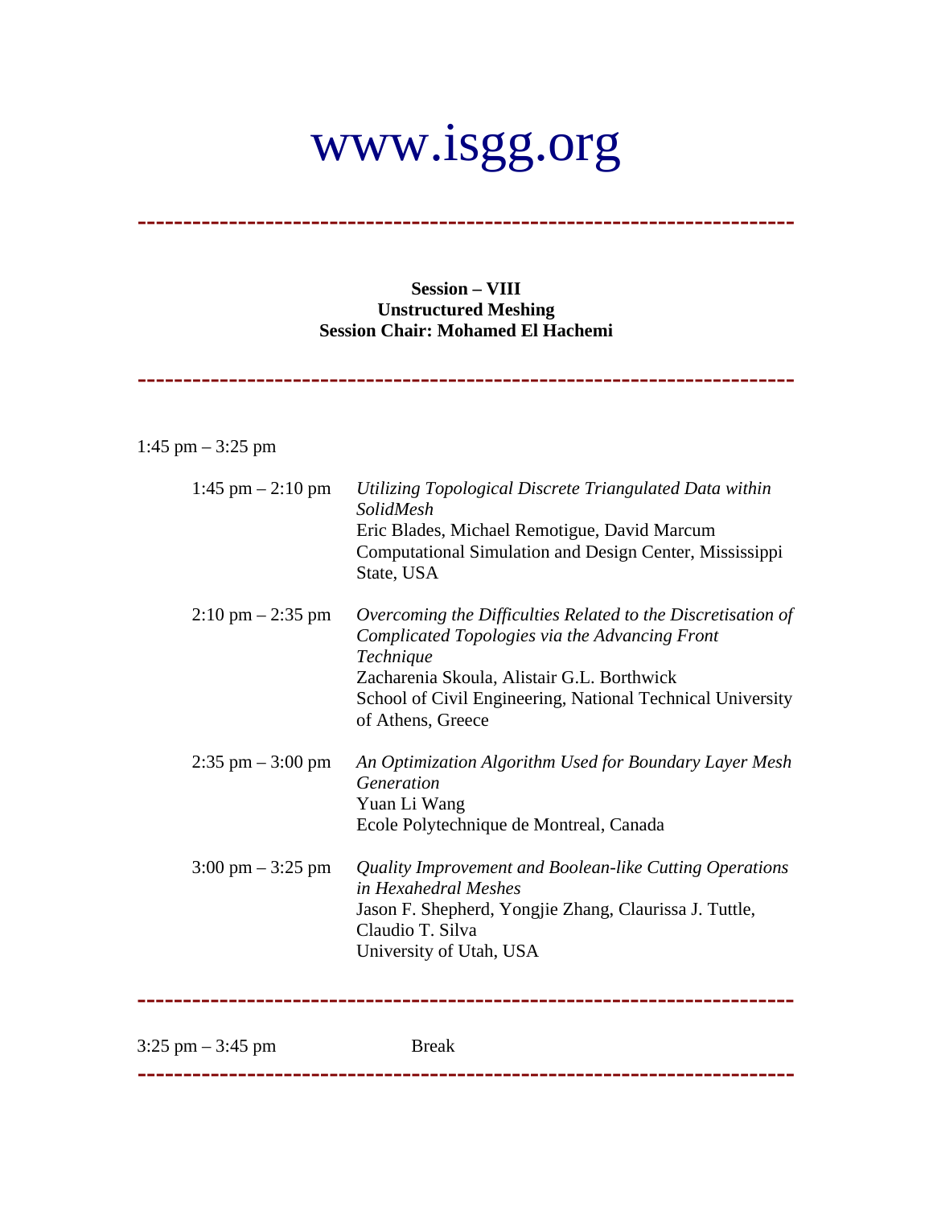# www.isgg.org

---

**Session – VIII**
**Unstructured Meshing**
**Session Chair: Mohamed El Hachemi**

---

1:45 pm – 3:25 pm

| | |
|---|---|
| 1:45 pm – 2:10 pm | *Utilizing Topological Discrete Triangulated Data within SolidMesh*<br>Eric Blades, Michael Remotigue, David Marcum<br>Computational Simulation and Design Center, Mississippi State, USA |
| 2:10 pm – 2:35 pm | *Overcoming the Difficulties Related to the Discretisation of Complicated Topologies via the Advancing Front Technique*<br>Zacharenia Skoula, Alistair G.L. Borthwick<br>School of Civil Engineering, National Technical University of Athens, Greece |
| 2:35 pm – 3:00 pm | *An Optimization Algorithm Used for Boundary Layer Mesh Generation*<br>Yuan Li Wang<br>Ecole Polytechnique de Montreal, Canada |
| 3:00 pm – 3:25 pm | *Quality Improvement and Boolean-like Cutting Operations in Hexahedral Meshes*<br>Jason F. Shepherd, Yongjie Zhang, Claurissa J. Tuttle, Claudio T. Silva<br>University of Utah, USA |

---

3:25 pm – 3:45 pm Break

---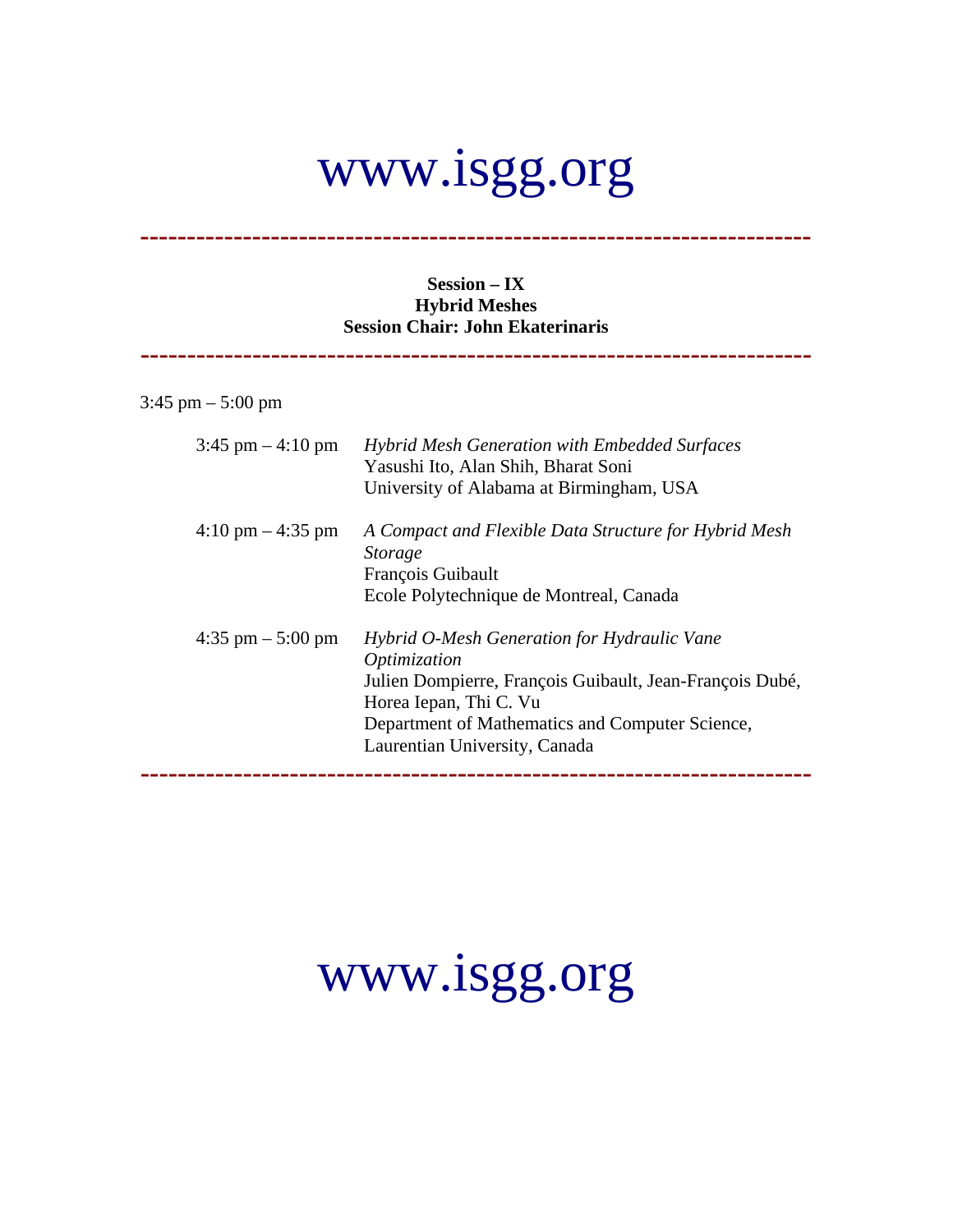**Session – IX**
**Hybrid Meshes**
**Session Chair: John Ekaterinaris**

3:45 pm – 5:00 pm

3:45 pm – 4:10 pm — *Hybrid Mesh Generation with Embedded Surfaces*
Yasushi Ito, Alan Shih, Bharat Soni
University of Alabama at Birmingham, USA

4:10 pm – 4:35 pm — *A Compact and Flexible Data Structure for Hybrid Mesh Storage*
François Guibault
Ecole Polytechnique de Montreal, Canada

4:35 pm – 5:00 pm — *Hybrid O-Mesh Generation for Hydraulic Vane Optimization*
Julien Dompierre, François Guibault, Jean-François Dubé, Horea Iepan, Thi C. Vu
Department of Mathematics and Computer Science, Laurentian University, Canada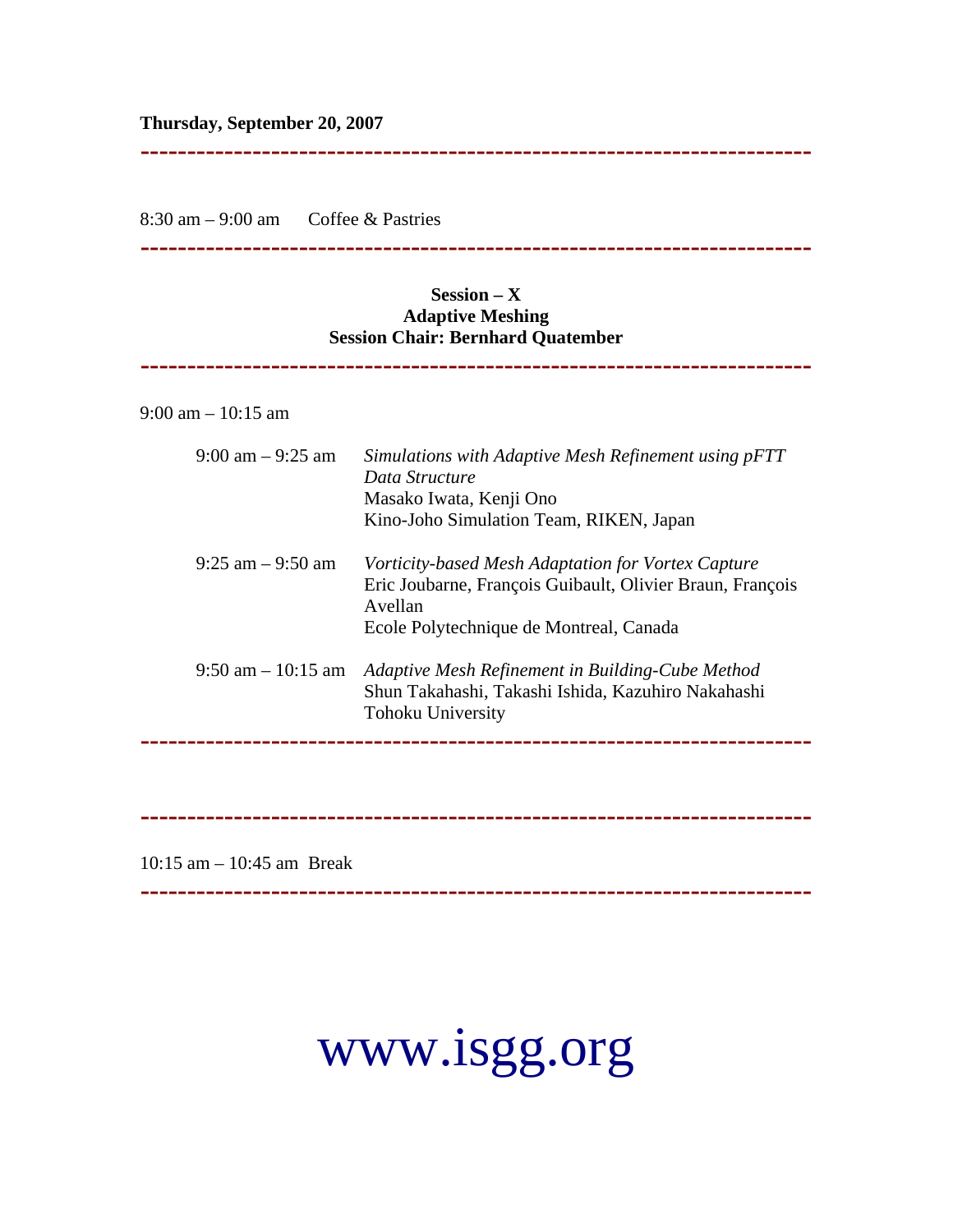**Thursday, September 20, 2007**

8:30 am – 9:00 am Coffee & Pastries

**Session – X**
**Adaptive Meshing**
**Session Chair: Bernhard Quatember**

9:00 am – 10:15 am

9:00 am – 9:25 am *Simulations with Adaptive Mesh Refinement using pFTT Data Structure*
Masako Iwata, Kenji Ono
Kino-Joho Simulation Team, RIKEN, Japan

9:25 am – 9:50 am *Vorticity-based Mesh Adaptation for Vortex Capture*
Eric Joubarne, François Guibault, Olivier Braun, François Avellan
Ecole Polytechnique de Montreal, Canada

9:50 am – 10:15 am *Adaptive Mesh Refinement in Building-Cube Method*
Shun Takahashi, Takashi Ishida, Kazuhiro Nakahashi
Tohoku University

10:15 am – 10:45 am Break

www.isgg.org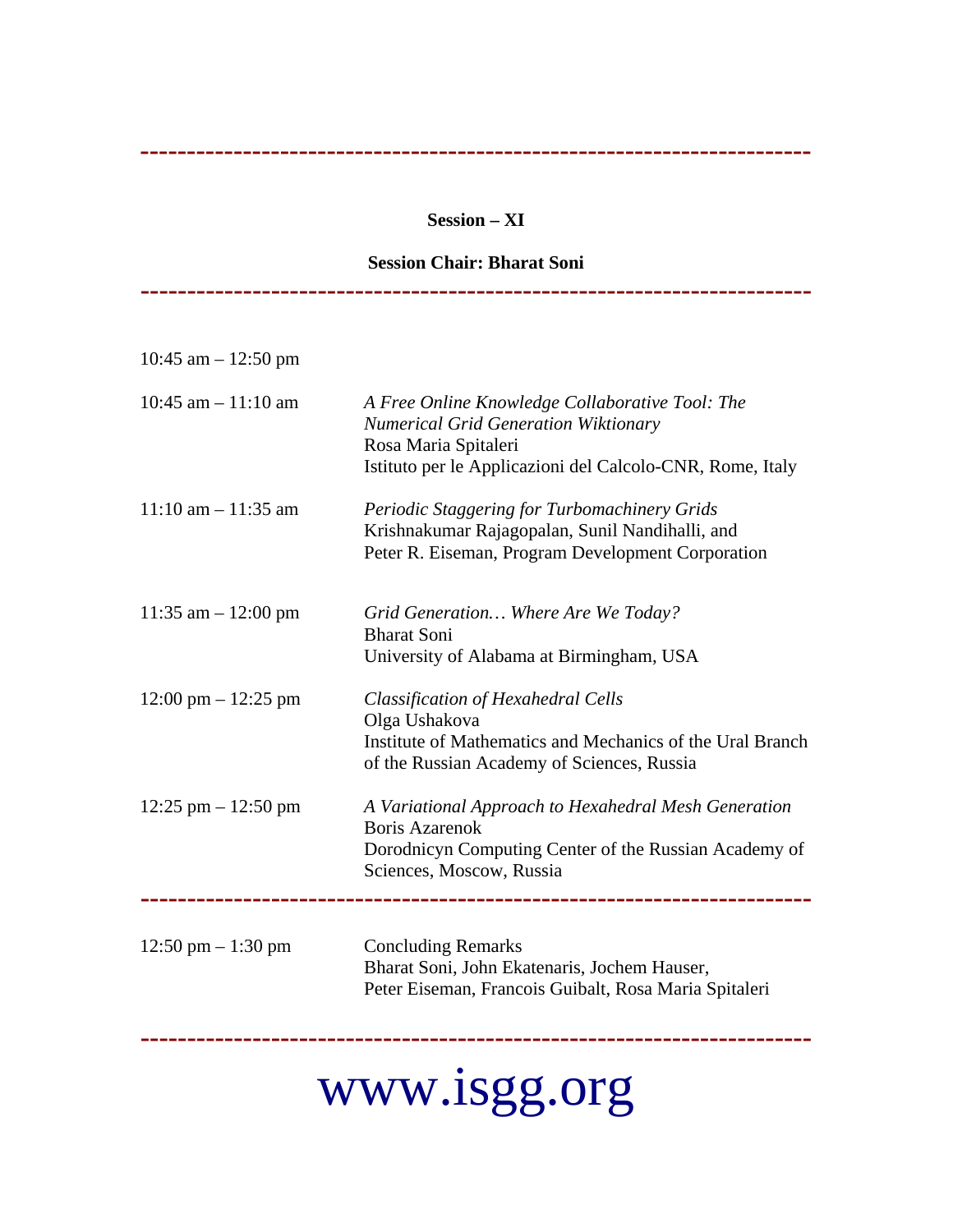---

**Session – XI**

**Session Chair: Bharat Soni**

---

10:45 am – 12:50 pm

| | |
|---|---|
| 10:45 am – 11:10 am | *A Free Online Knowledge Collaborative Tool: The Numerical Grid Generation Wiktionary*<br>Rosa Maria Spitaleri<br>Istituto per le Applicazioni del Calcolo-CNR, Rome, Italy |
| 11:10 am – 11:35 am | *Periodic Staggering for Turbomachinery Grids*<br>Krishnakumar Rajagopalan, Sunil Nandihalli, and Peter R. Eiseman, Program Development Corporation |
| 11:35 am – 12:00 pm | *Grid Generation… Where Are We Today?*<br>Bharat Soni<br>University of Alabama at Birmingham, USA |
| 12:00 pm – 12:25 pm | *Classification of Hexahedral Cells*<br>Olga Ushakova<br>Institute of Mathematics and Mechanics of the Ural Branch of the Russian Academy of Sciences, Russia |
| 12:25 pm – 12:50 pm | *A Variational Approach to Hexahedral Mesh Generation*<br>Boris Azarenok<br>Dorodnicyn Computing Center of the Russian Academy of Sciences, Moscow, Russia |

---

| | |
|---|---|
| 12:50 pm – 1:30 pm | Concluding Remarks<br>Bharat Soni, John Ekatenaris, Jochem Hauser, Peter Eiseman, Francois Guibalt, Rosa Maria Spitaleri |

---

www.isgg.org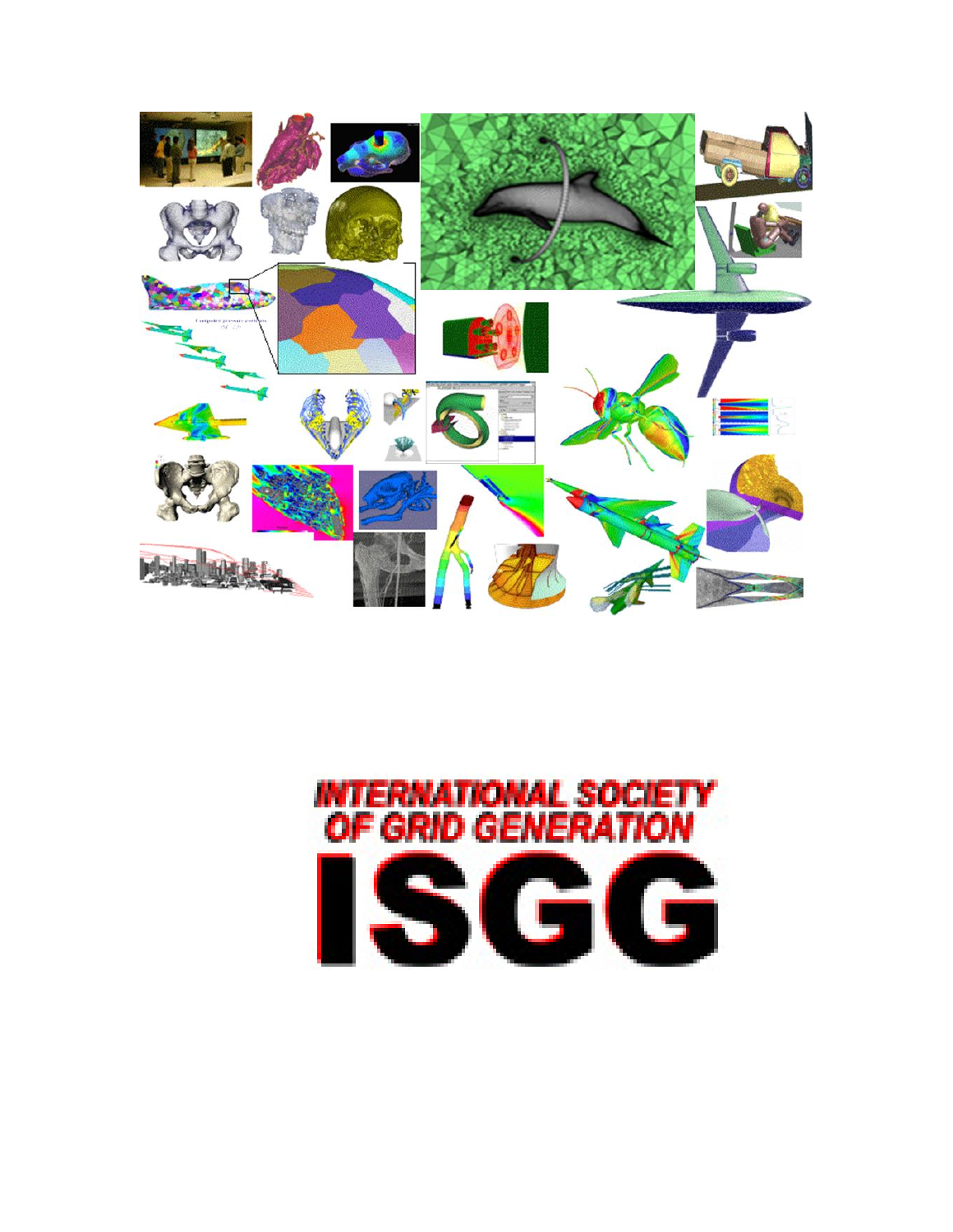INTERNATIONAL SOCIETY OF GRID GENERATION

ISGG